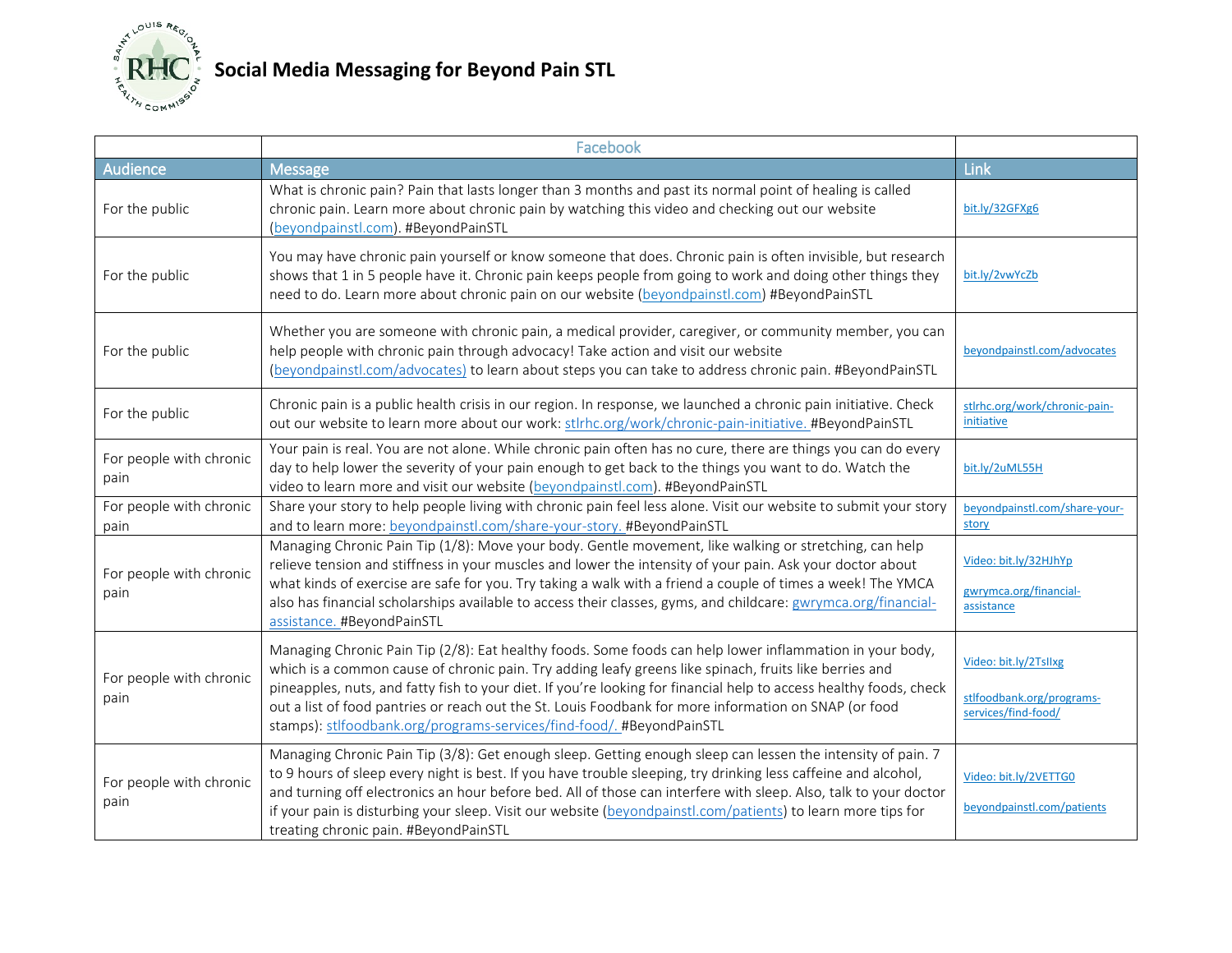# Social Media Messaging for Beyond Pain STL

| | Facebook | |
|---|---|---|
| Audience | Message | Link |
| For the public | What is chronic pain? Pain that lasts longer than 3 months and past its normal point of healing is called chronic pain. Learn more about chronic pain by watching this video and checking out our website (beyondpainstl.com). #BeyondPainSTL | bit.ly/32GFXg6 |
| For the public | You may have chronic pain yourself or know someone that does. Chronic pain is often invisible, but research shows that 1 in 5 people have it. Chronic pain keeps people from going to work and doing other things they need to do. Learn more about chronic pain on our website (beyondpainstl.com) #BeyondPainSTL | bit.ly/2vwYcZb |
| For the public | Whether you are someone with chronic pain, a medical provider, caregiver, or community member, you can help people with chronic pain through advocacy! Take action and visit our website (beyondpainstl.com/advocates) to learn about steps you can take to address chronic pain. #BeyondPainSTL | beyondpainstl.com/advocates |
| For the public | Chronic pain is a public health crisis in our region. In response, we launched a chronic pain initiative. Check out our website to learn more about our work: stlrhc.org/work/chronic-pain-initiative. #BeyondPainSTL | stlrhc.org/work/chronic-pain-initiative |
| For people with chronic pain | Your pain is real. You are not alone. While chronic pain often has no cure, there are things you can do every day to help lower the severity of your pain enough to get back to the things you want to do. Watch the video to learn more and visit our website (beyondpainstl.com). #BeyondPainSTL | bit.ly/2uML55H |
| For people with chronic pain | Share your story to help people living with chronic pain feel less alone. Visit our website to submit your story and to learn more: beyondpainstl.com/share-your-story. #BeyondPainSTL | beyondpainstl.com/share-your-story |
| For people with chronic pain | Managing Chronic Pain Tip (1/8): Move your body. Gentle movement, like walking or stretching, can help relieve tension and stiffness in your muscles and lower the intensity of your pain. Ask your doctor about what kinds of exercise are safe for you. Try taking a walk with a friend a couple of times a week! The YMCA also has financial scholarships available to access their classes, gyms, and childcare: gwrymca.org/financial-assistance. #BeyondPainSTL | Video: bit.ly/32HJhYp<br><br>gwrymca.org/financial-assistance |
| For people with chronic pain | Managing Chronic Pain Tip (2/8): Eat healthy foods. Some foods can help lower inflammation in your body, which is a common cause of chronic pain. Try adding leafy greens like spinach, fruits like berries and pineapples, nuts, and fatty fish to your diet. If you're looking for financial help to access healthy foods, check out a list of food pantries or reach out the St. Louis Foodbank for more information on SNAP (or food stamps): stlfoodbank.org/programs-services/find-food/. #BeyondPainSTL | Video: bit.ly/2TsIIxg<br><br>stlfoodbank.org/programs-services/find-food/ |
| For people with chronic pain | Managing Chronic Pain Tip (3/8): Get enough sleep. Getting enough sleep can lessen the intensity of pain. 7 to 9 hours of sleep every night is best. If you have trouble sleeping, try drinking less caffeine and alcohol, and turning off electronics an hour before bed. All of those can interfere with sleep. Also, talk to your doctor if your pain is disturbing your sleep. Visit our website (beyondpainstl.com/patients) to learn more tips for treating chronic pain. #BeyondPainSTL | Video: bit.ly/2VETTG0<br><br>beyondpainstl.com/patients |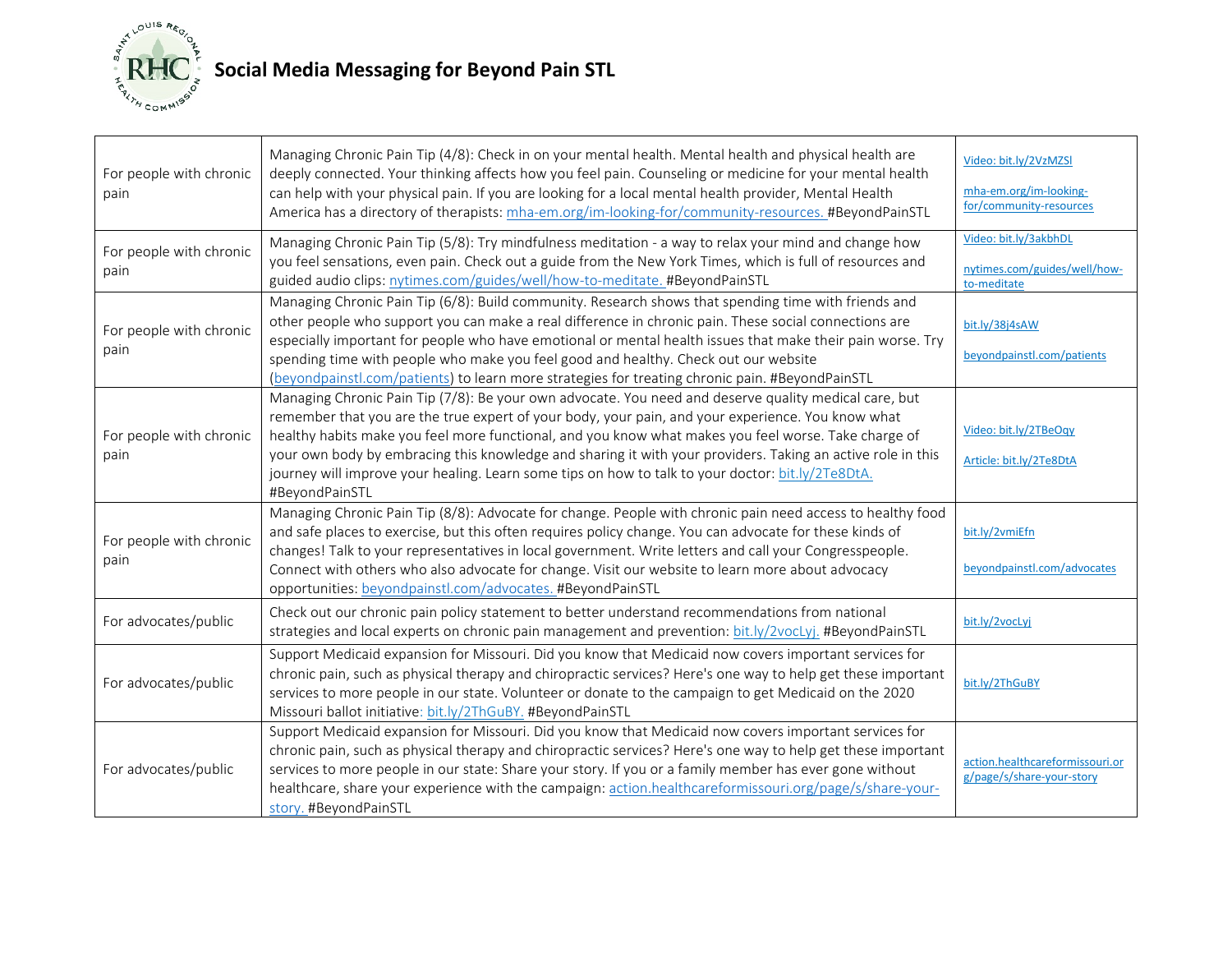# Social Media Messaging for Beyond Pain STL

| | | |
|---|---|---|
| For people with chronic pain | Managing Chronic Pain Tip (4/8): Check in on your mental health. Mental health and physical health are deeply connected. Your thinking affects how you feel pain. Counseling or medicine for your mental health can help with your physical pain. If you are looking for a local mental health provider, Mental Health America has a directory of therapists: mha-em.org/im-looking-for/community-resources. #BeyondPainSTL | Video: bit.ly/2VzMZSl<br><br>mha-em.org/im-looking-for/community-resources |
| For people with chronic pain | Managing Chronic Pain Tip (5/8): Try mindfulness meditation - a way to relax your mind and change how you feel sensations, even pain. Check out a guide from the New York Times, which is full of resources and guided audio clips: nytimes.com/guides/well/how-to-meditate. #BeyondPainSTL | Video: bit.ly/3akbhDL<br><br>nytimes.com/guides/well/how-to-meditate |
| For people with chronic pain | Managing Chronic Pain Tip (6/8): Build community. Research shows that spending time with friends and other people who support you can make a real difference in chronic pain. These social connections are especially important for people who have emotional or mental health issues that make their pain worse. Try spending time with people who make you feel good and healthy. Check out our website (beyondpainstl.com/patients) to learn more strategies for treating chronic pain. #BeyondPainSTL | bit.ly/38j4sAW<br><br>beyondpainstl.com/patients |
| For people with chronic pain | Managing Chronic Pain Tip (7/8): Be your own advocate. You need and deserve quality medical care, but remember that you are the true expert of your body, your pain, and your experience. You know what healthy habits make you feel more functional, and you know what makes you feel worse. Take charge of your own body by embracing this knowledge and sharing it with your providers. Taking an active role in this journey will improve your healing. Learn some tips on how to talk to your doctor: bit.ly/2Te8DtA. #BeyondPainSTL | Video: bit.ly/2TBeOqy<br><br>Article: bit.ly/2Te8DtA |
| For people with chronic pain | Managing Chronic Pain Tip (8/8): Advocate for change. People with chronic pain need access to healthy food and safe places to exercise, but this often requires policy change. You can advocate for these kinds of changes! Talk to your representatives in local government. Write letters and call your Congresspeople. Connect with others who also advocate for change. Visit our website to learn more about advocacy opportunities: beyondpainstl.com/advocates. #BeyondPainSTL | bit.ly/2vmiEfn<br><br>beyondpainstl.com/advocates |
| For advocates/public | Check out our chronic pain policy statement to better understand recommendations from national strategies and local experts on chronic pain management and prevention: bit.ly/2vocLyj. #BeyondPainSTL | bit.ly/2vocLyj |
| For advocates/public | Support Medicaid expansion for Missouri. Did you know that Medicaid now covers important services for chronic pain, such as physical therapy and chiropractic services? Here's one way to help get these important services to more people in our state. Volunteer or donate to the campaign to get Medicaid on the 2020 Missouri ballot initiative: bit.ly/2ThGuBY. #BeyondPainSTL | bit.ly/2ThGuBY |
| For advocates/public | Support Medicaid expansion for Missouri. Did you know that Medicaid now covers important services for chronic pain, such as physical therapy and chiropractic services? Here's one way to help get these important services to more people in our state: Share your story. If you or a family member has ever gone without healthcare, share your experience with the campaign: action.healthcareformissouri.org/page/s/share-your-story. #BeyondPainSTL | action.healthcareformissouri.org/page/s/share-your-story |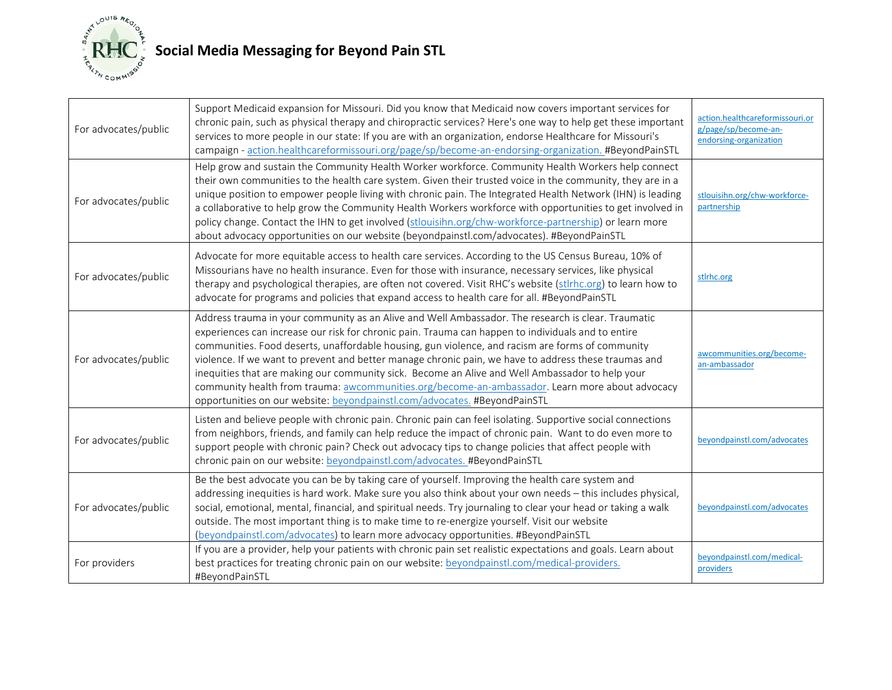# Social Media Messaging for Beyond Pain STL

| | | |
|---|---|---|
| For advocates/public | Support Medicaid expansion for Missouri. Did you know that Medicaid now covers important services for chronic pain, such as physical therapy and chiropractic services? Here's one way to help get these important services to more people in our state: If you are with an organization, endorse Healthcare for Missouri's campaign - action.healthcareformissouri.org/page/sp/become-an-endorsing-organization. #BeyondPainSTL | action.healthcareformissouri.org/page/sp/become-an-endorsing-organization |
| For advocates/public | Help grow and sustain the Community Health Worker workforce. Community Health Workers help connect their own communities to the health care system. Given their trusted voice in the community, they are in a unique position to empower people living with chronic pain. The Integrated Health Network (IHN) is leading a collaborative to help grow the Community Health Workers workforce with opportunities to get involved in policy change. Contact the IHN to get involved (stlouisihn.org/chw-workforce-partnership) or learn more about advocacy opportunities on our website (beyondpainstl.com/advocates). #BeyondPainSTL | stlouisihn.org/chw-workforce-partnership |
| For advocates/public | Advocate for more equitable access to health care services. According to the US Census Bureau, 10% of Missourians have no health insurance. Even for those with insurance, necessary services, like physical therapy and psychological therapies, are often not covered. Visit RHC's website (stlrhc.org) to learn how to advocate for programs and policies that expand access to health care for all. #BeyondPainSTL | stlrhc.org |
| For advocates/public | Address trauma in your community as an Alive and Well Ambassador. The research is clear. Traumatic experiences can increase our risk for chronic pain. Trauma can happen to individuals and to entire communities. Food deserts, unaffordable housing, gun violence, and racism are forms of community violence. If we want to prevent and better manage chronic pain, we have to address these traumas and inequities that are making our community sick. Become an Alive and Well Ambassador to help your community health from trauma: awcommunities.org/become-an-ambassador. Learn more about advocacy opportunities on our website: beyondpainstl.com/advocates. #BeyondPainSTL | awcommunities.org/become-an-ambassador |
| For advocates/public | Listen and believe people with chronic pain. Chronic pain can feel isolating. Supportive social connections from neighbors, friends, and family can help reduce the impact of chronic pain. Want to do even more to support people with chronic pain? Check out advocacy tips to change policies that affect people with chronic pain on our website: beyondpainstl.com/advocates. #BeyondPainSTL | beyondpainstl.com/advocates |
| For advocates/public | Be the best advocate you can be by taking care of yourself. Improving the health care system and addressing inequities is hard work. Make sure you also think about your own needs – this includes physical, social, emotional, mental, financial, and spiritual needs. Try journaling to clear your head or taking a walk outside. The most important thing is to make time to re-energize yourself. Visit our website (beyondpainstl.com/advocates) to learn more advocacy opportunities. #BeyondPainSTL | beyondpainstl.com/advocates |
| For providers | If you are a provider, help your patients with chronic pain set realistic expectations and goals. Learn about best practices for treating chronic pain on our website: beyondpainstl.com/medical-providers. #BeyondPainSTL | beyondpainstl.com/medical-providers |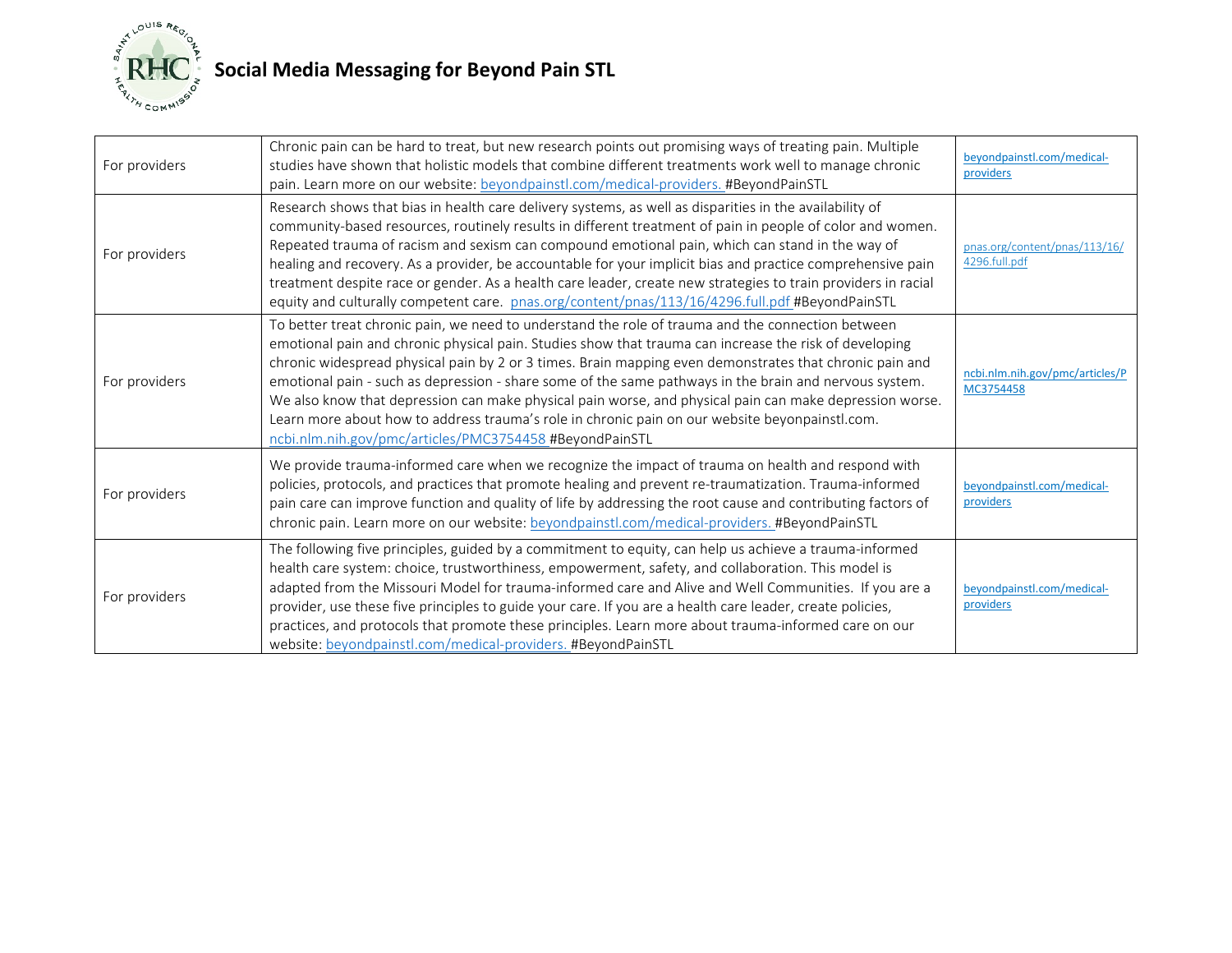# Social Media Messaging for Beyond Pain STL

| | | |
|---|---|---|
| For providers | Chronic pain can be hard to treat, but new research points out promising ways of treating pain. Multiple studies have shown that holistic models that combine different treatments work well to manage chronic pain. Learn more on our website: beyondpainstl.com/medical-providers. #BeyondPainSTL | beyondpainstl.com/medical-providers |
| For providers | Research shows that bias in health care delivery systems, as well as disparities in the availability of community-based resources, routinely results in different treatment of pain in people of color and women. Repeated trauma of racism and sexism can compound emotional pain, which can stand in the way of healing and recovery. As a provider, be accountable for your implicit bias and practice comprehensive pain treatment despite race or gender. As a health care leader, create new strategies to train providers in racial equity and culturally competent care. pnas.org/content/pnas/113/16/4296.full.pdf #BeyondPainSTL | pnas.org/content/pnas/113/16/4296.full.pdf |
| For providers | To better treat chronic pain, we need to understand the role of trauma and the connection between emotional pain and chronic physical pain. Studies show that trauma can increase the risk of developing chronic widespread physical pain by 2 or 3 times. Brain mapping even demonstrates that chronic pain and emotional pain - such as depression - share some of the same pathways in the brain and nervous system. We also know that depression can make physical pain worse, and physical pain can make depression worse. Learn more about how to address trauma's role in chronic pain on our website beyonpainstl.com. ncbi.nlm.nih.gov/pmc/articles/PMC3754458 #BeyondPainSTL | ncbi.nlm.nih.gov/pmc/articles/PMC3754458 |
| For providers | We provide trauma-informed care when we recognize the impact of trauma on health and respond with policies, protocols, and practices that promote healing and prevent re-traumatization. Trauma-informed pain care can improve function and quality of life by addressing the root cause and contributing factors of chronic pain. Learn more on our website: beyondpainstl.com/medical-providers. #BeyondPainSTL | beyondpainstl.com/medical-providers |
| For providers | The following five principles, guided by a commitment to equity, can help us achieve a trauma-informed health care system: choice, trustworthiness, empowerment, safety, and collaboration. This model is adapted from the Missouri Model for trauma-informed care and Alive and Well Communities. If you are a provider, use these five principles to guide your care. If you are a health care leader, create policies, practices, and protocols that promote these principles. Learn more about trauma-informed care on our website: beyondpainstl.com/medical-providers. #BeyondPainSTL | beyondpainstl.com/medical-providers |